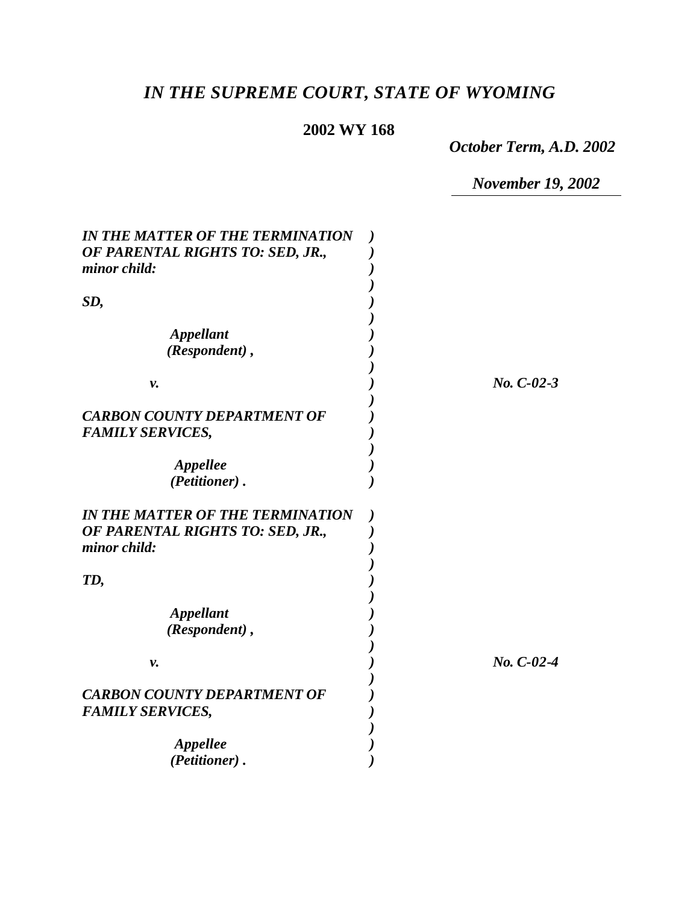# *IN THE SUPREME COURT, STATE OF WYOMING*

**2002 WY 168**

***October Term, A.D. 2002***

***November 19, 2002***

***IN THE MATTER OF THE TERMINATION OF PARENTAL RIGHTS TO: SED, JR., minor child:***

***SD,***

***Appellant (Respondent),***

***v.***

***CARBON COUNTY DEPARTMENT OF FAMILY SERVICES,***

***Appellee (Petitioner).***

***No. C-02-3***

***IN THE MATTER OF THE TERMINATION OF PARENTAL RIGHTS TO: SED, JR., minor child:***

***TD,***

***Appellant (Respondent),***

***v.***

***CARBON COUNTY DEPARTMENT OF FAMILY SERVICES,***

***Appellee (Petitioner).***

***No. C-02-4***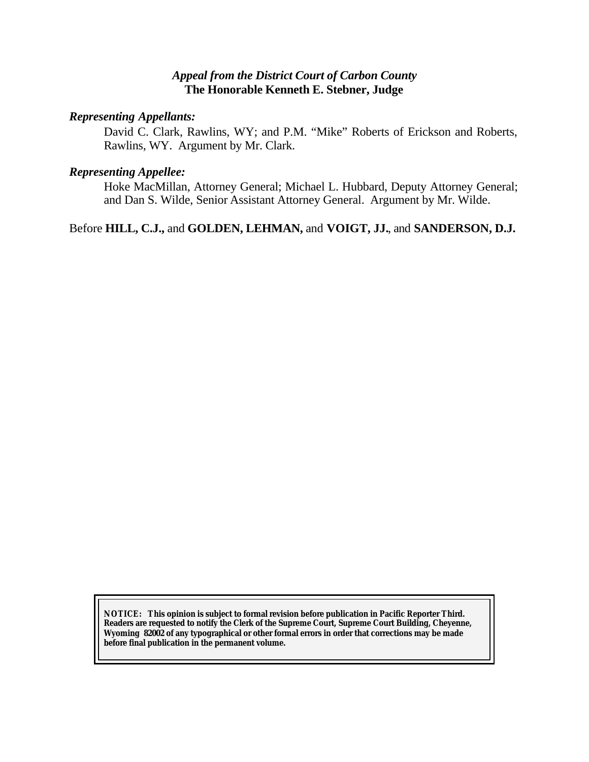*Appeal from the District Court of Carbon County*
**The Honorable Kenneth E. Stebner, Judge**

***Representing Appellants:***

David C. Clark, Rawlins, WY; and P.M. "Mike" Roberts of Erickson and Roberts, Rawlins, WY. Argument by Mr. Clark.

***Representing Appellee:***

Hoke MacMillan, Attorney General; Michael L. Hubbard, Deputy Attorney General; and Dan S. Wilde, Senior Assistant Attorney General. Argument by Mr. Wilde.

Before **HILL, C.J.,** and **GOLDEN, LEHMAN,** and **VOIGT, JJ.**, and **SANDERSON, D.J.**

**NOTICE: This opinion is subject to formal revision before publication in Pacific Reporter Third. Readers are requested to notify the Clerk of the Supreme Court, Supreme Court Building, Cheyenne, Wyoming 82002 of any typographical or other formal errors in order that corrections may be made before final publication in the permanent volume.**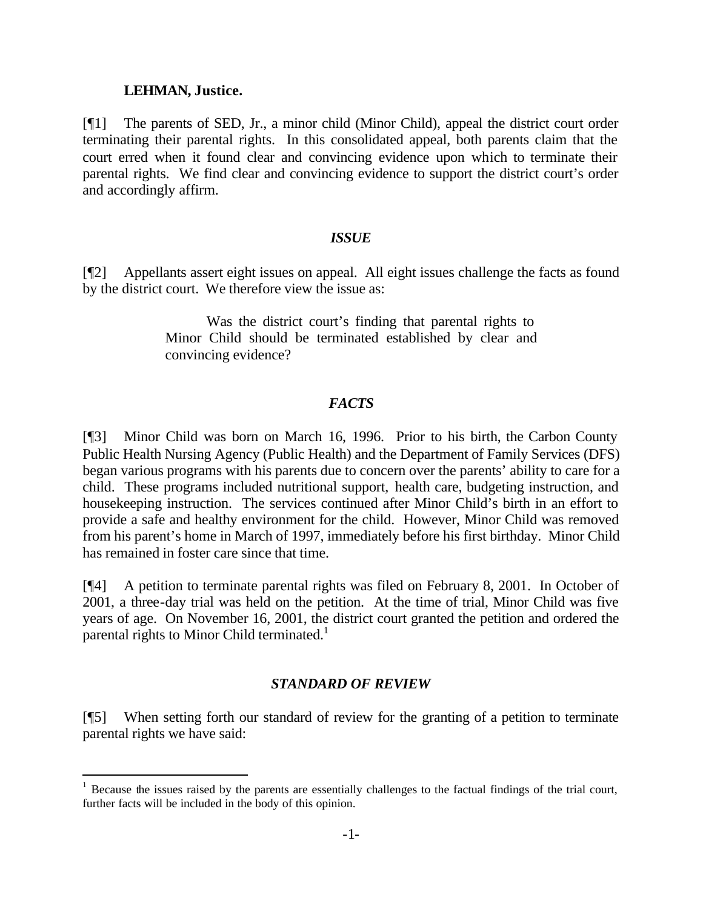**LEHMAN, Justice.**

[¶1] The parents of SED, Jr., a minor child (Minor Child), appeal the district court order terminating their parental rights. In this consolidated appeal, both parents claim that the court erred when it found clear and convincing evidence upon which to terminate their parental rights. We find clear and convincing evidence to support the district court's order and accordingly affirm.

### *ISSUE*

[¶2] Appellants assert eight issues on appeal. All eight issues challenge the facts as found by the district court. We therefore view the issue as:

> Was the district court's finding that parental rights to Minor Child should be terminated established by clear and convincing evidence?

### *FACTS*

[¶3] Minor Child was born on March 16, 1996. Prior to his birth, the Carbon County Public Health Nursing Agency (Public Health) and the Department of Family Services (DFS) began various programs with his parents due to concern over the parents' ability to care for a child. These programs included nutritional support, health care, budgeting instruction, and housekeeping instruction. The services continued after Minor Child's birth in an effort to provide a safe and healthy environment for the child. However, Minor Child was removed from his parent's home in March of 1997, immediately before his first birthday. Minor Child has remained in foster care since that time.

[¶4] A petition to terminate parental rights was filed on February 8, 2001. In October of 2001, a three-day trial was held on the petition. At the time of trial, Minor Child was five years of age. On November 16, 2001, the district court granted the petition and ordered the parental rights to Minor Child terminated.[1]

### *STANDARD OF REVIEW*

[¶5] When setting forth our standard of review for the granting of a petition to terminate parental rights we have said:

---

[1] Because the issues raised by the parents are essentially challenges to the factual findings of the trial court, further facts will be included in the body of this opinion.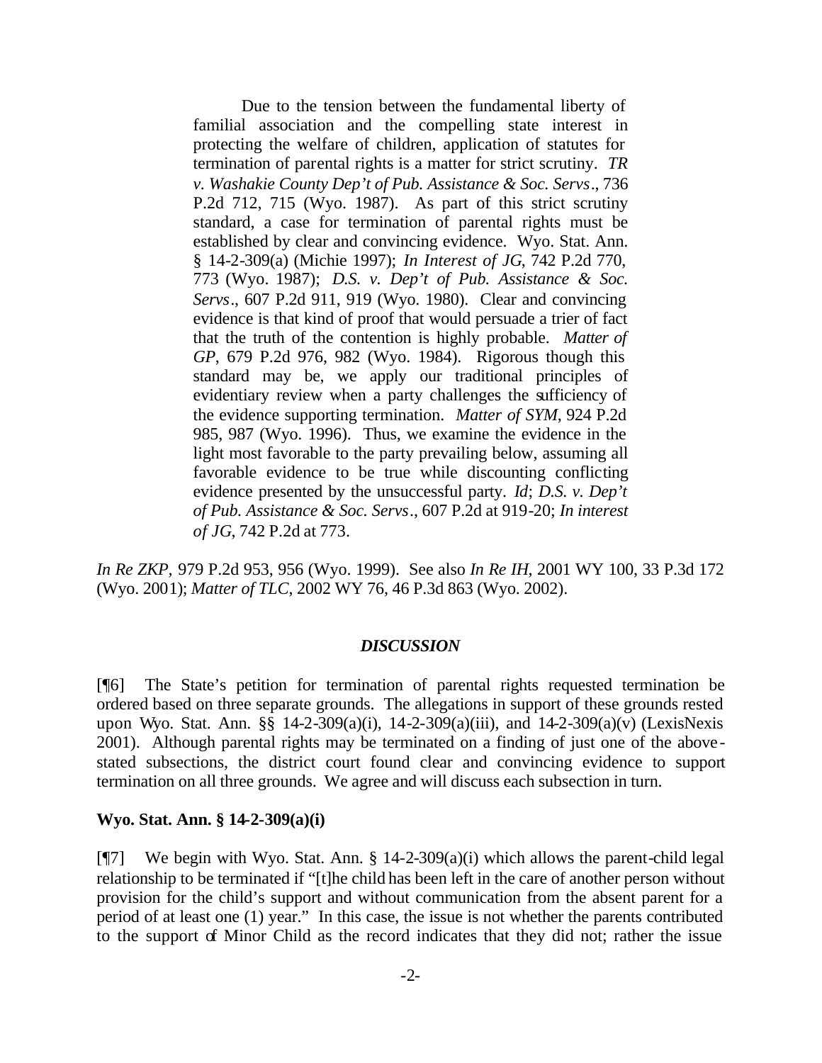> Due to the tension between the fundamental liberty of familial association and the compelling state interest in protecting the welfare of children, application of statutes for termination of parental rights is a matter for strict scrutiny. *TR v. Washakie County Dep't of Pub. Assistance & Soc. Servs.*, 736 P.2d 712, 715 (Wyo. 1987). As part of this strict scrutiny standard, a case for termination of parental rights must be established by clear and convincing evidence. Wyo. Stat. Ann. § 14-2-309(a) (Michie 1997); *In Interest of JG*, 742 P.2d 770, 773 (Wyo. 1987); *D.S. v. Dep't of Pub. Assistance & Soc. Servs.*, 607 P.2d 911, 919 (Wyo. 1980). Clear and convincing evidence is that kind of proof that would persuade a trier of fact that the truth of the contention is highly probable. *Matter of GP*, 679 P.2d 976, 982 (Wyo. 1984). Rigorous though this standard may be, we apply our traditional principles of evidentiary review when a party challenges the sufficiency of the evidence supporting termination. *Matter of SYM*, 924 P.2d 985, 987 (Wyo. 1996). Thus, we examine the evidence in the light most favorable to the party prevailing below, assuming all favorable evidence to be true while discounting conflicting evidence presented by the unsuccessful party. *Id*; *D.S. v. Dep't of Pub. Assistance & Soc. Servs.*, 607 P.2d at 919-20; *In interest of JG,* 742 P.2d at 773.

*In Re ZKP,* 979 P.2d 953, 956 (Wyo. 1999). See also *In Re IH*, 2001 WY 100, 33 P.3d 172 (Wyo. 2001); *Matter of TLC*, 2002 WY 76, 46 P.3d 863 (Wyo. 2002).

## *DISCUSSION*

[¶6] The State's petition for termination of parental rights requested termination be ordered based on three separate grounds. The allegations in support of these grounds rested upon Wyo. Stat. Ann. §§ 14-2-309(a)(i), 14-2-309(a)(iii), and 14-2-309(a)(v) (LexisNexis 2001). Although parental rights may be terminated on a finding of just one of the above-stated subsections, the district court found clear and convincing evidence to support termination on all three grounds. We agree and will discuss each subsection in turn.

**Wyo. Stat. Ann. § 14-2-309(a)(i)**

[¶7] We begin with Wyo. Stat. Ann. § 14-2-309(a)(i) which allows the parent-child legal relationship to be terminated if "[t]he child has been left in the care of another person without provision for the child's support and without communication from the absent parent for a period of at least one (1) year." In this case, the issue is not whether the parents contributed to the support of Minor Child as the record indicates that they did not; rather the issue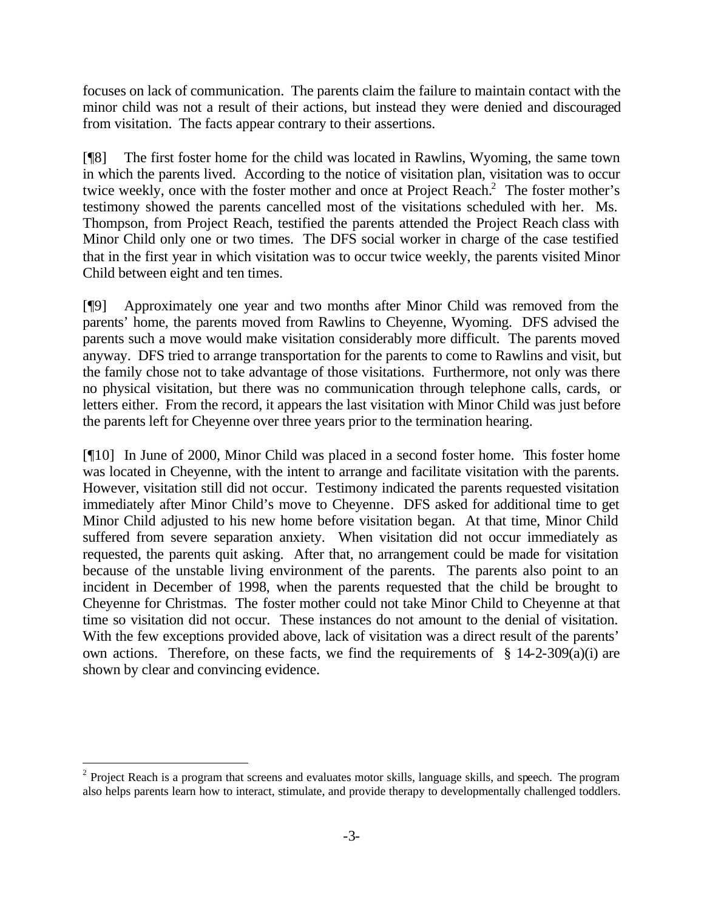focuses on lack of communication. The parents claim the failure to maintain contact with the minor child was not a result of their actions, but instead they were denied and discouraged from visitation. The facts appear contrary to their assertions.

[¶8] The first foster home for the child was located in Rawlins, Wyoming, the same town in which the parents lived. According to the notice of visitation plan, visitation was to occur twice weekly, once with the foster mother and once at Project Reach.[2] The foster mother's testimony showed the parents cancelled most of the visitations scheduled with her. Ms. Thompson, from Project Reach, testified the parents attended the Project Reach class with Minor Child only one or two times. The DFS social worker in charge of the case testified that in the first year in which visitation was to occur twice weekly, the parents visited Minor Child between eight and ten times.

[¶9] Approximately one year and two months after Minor Child was removed from the parents' home, the parents moved from Rawlins to Cheyenne, Wyoming. DFS advised the parents such a move would make visitation considerably more difficult. The parents moved anyway. DFS tried to arrange transportation for the parents to come to Rawlins and visit, but the family chose not to take advantage of those visitations. Furthermore, not only was there no physical visitation, but there was no communication through telephone calls, cards, or letters either. From the record, it appears the last visitation with Minor Child was just before the parents left for Cheyenne over three years prior to the termination hearing.

[¶10] In June of 2000, Minor Child was placed in a second foster home. This foster home was located in Cheyenne, with the intent to arrange and facilitate visitation with the parents. However, visitation still did not occur. Testimony indicated the parents requested visitation immediately after Minor Child's move to Cheyenne. DFS asked for additional time to get Minor Child adjusted to his new home before visitation began. At that time, Minor Child suffered from severe separation anxiety. When visitation did not occur immediately as requested, the parents quit asking. After that, no arrangement could be made for visitation because of the unstable living environment of the parents. The parents also point to an incident in December of 1998, when the parents requested that the child be brought to Cheyenne for Christmas. The foster mother could not take Minor Child to Cheyenne at that time so visitation did not occur. These instances do not amount to the denial of visitation. With the few exceptions provided above, lack of visitation was a direct result of the parents' own actions. Therefore, on these facts, we find the requirements of § 14-2-309(a)(i) are shown by clear and convincing evidence.

---

[2] Project Reach is a program that screens and evaluates motor skills, language skills, and speech. The program also helps parents learn how to interact, stimulate, and provide therapy to developmentally challenged toddlers.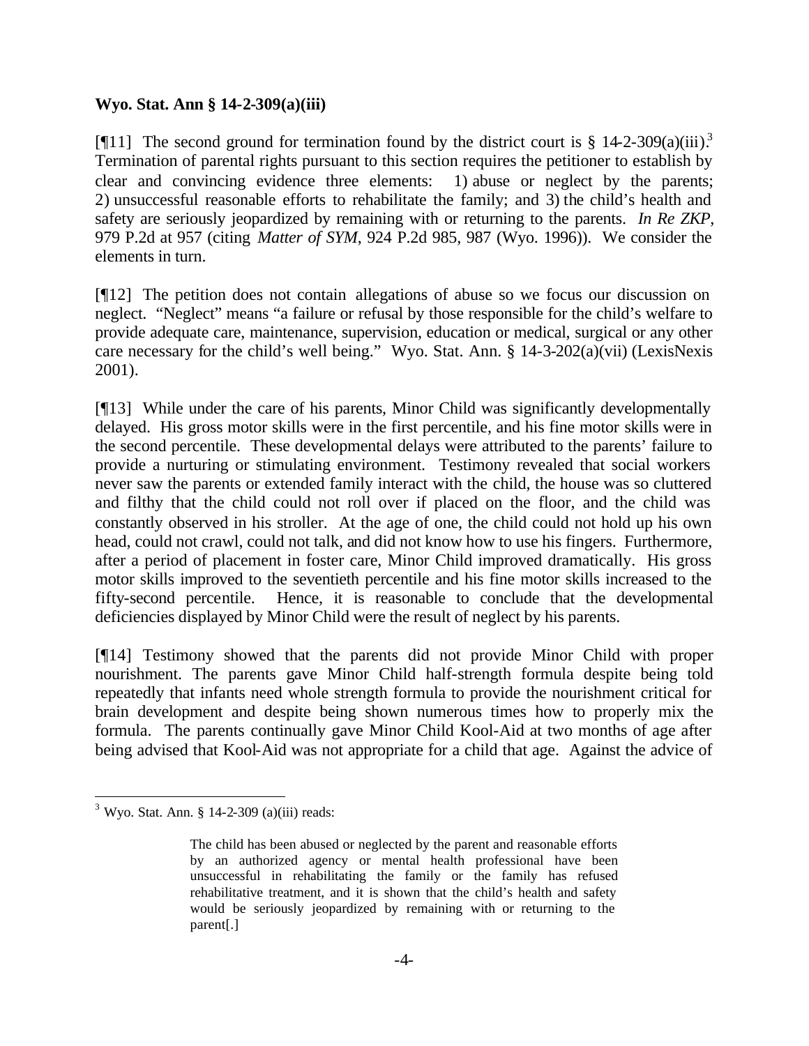**Wyo. Stat. Ann § 14-2-309(a)(iii)**

[¶11] The second ground for termination found by the district court is § 14-2-309(a)(iii).[3] Termination of parental rights pursuant to this section requires the petitioner to establish by clear and convincing evidence three elements: 1) abuse or neglect by the parents; 2) unsuccessful reasonable efforts to rehabilitate the family; and 3) the child's health and safety are seriously jeopardized by remaining with or returning to the parents. *In Re ZKP*, 979 P.2d at 957 (citing *Matter of SYM*, 924 P.2d 985, 987 (Wyo. 1996)). We consider the elements in turn.

[¶12] The petition does not contain allegations of abuse so we focus our discussion on neglect. "Neglect" means "a failure or refusal by those responsible for the child's welfare to provide adequate care, maintenance, supervision, education or medical, surgical or any other care necessary for the child's well being." Wyo. Stat. Ann. § 14-3-202(a)(vii) (LexisNexis 2001).

[¶13] While under the care of his parents, Minor Child was significantly developmentally delayed. His gross motor skills were in the first percentile, and his fine motor skills were in the second percentile. These developmental delays were attributed to the parents' failure to provide a nurturing or stimulating environment. Testimony revealed that social workers never saw the parents or extended family interact with the child, the house was so cluttered and filthy that the child could not roll over if placed on the floor, and the child was constantly observed in his stroller. At the age of one, the child could not hold up his own head, could not crawl, could not talk, and did not know how to use his fingers. Furthermore, after a period of placement in foster care, Minor Child improved dramatically. His gross motor skills improved to the seventieth percentile and his fine motor skills increased to the fifty-second percentile. Hence, it is reasonable to conclude that the developmental deficiencies displayed by Minor Child were the result of neglect by his parents.

[¶14] Testimony showed that the parents did not provide Minor Child with proper nourishment. The parents gave Minor Child half-strength formula despite being told repeatedly that infants need whole strength formula to provide the nourishment critical for brain development and despite being shown numerous times how to properly mix the formula. The parents continually gave Minor Child Kool-Aid at two months of age after being advised that Kool-Aid was not appropriate for a child that age. Against the advice of

---

[3] Wyo. Stat. Ann. § 14-2-309 (a)(iii) reads:

> The child has been abused or neglected by the parent and reasonable efforts by an authorized agency or mental health professional have been unsuccessful in rehabilitating the family or the family has refused rehabilitative treatment, and it is shown that the child's health and safety would be seriously jeopardized by remaining with or returning to the parent[.]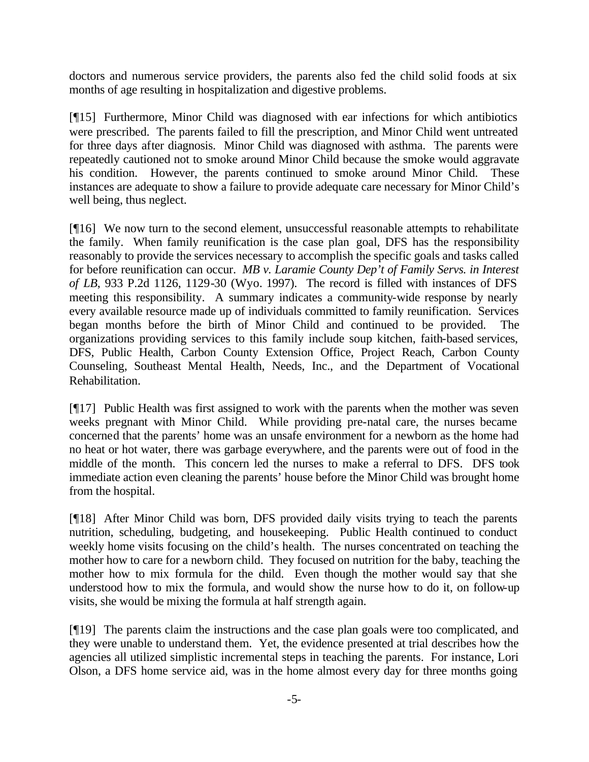doctors and numerous service providers, the parents also fed the child solid foods at six months of age resulting in hospitalization and digestive problems.

[¶15] Furthermore, Minor Child was diagnosed with ear infections for which antibiotics were prescribed. The parents failed to fill the prescription, and Minor Child went untreated for three days after diagnosis. Minor Child was diagnosed with asthma. The parents were repeatedly cautioned not to smoke around Minor Child because the smoke would aggravate his condition. However, the parents continued to smoke around Minor Child. These instances are adequate to show a failure to provide adequate care necessary for Minor Child's well being, thus neglect.

[¶16] We now turn to the second element, unsuccessful reasonable attempts to rehabilitate the family. When family reunification is the case plan goal, DFS has the responsibility reasonably to provide the services necessary to accomplish the specific goals and tasks called for before reunification can occur. *MB v. Laramie County Dep't of Family Servs. in Interest of LB*, 933 P.2d 1126, 1129-30 (Wyo. 1997). The record is filled with instances of DFS meeting this responsibility. A summary indicates a community-wide response by nearly every available resource made up of individuals committed to family reunification. Services began months before the birth of Minor Child and continued to be provided. The organizations providing services to this family include soup kitchen, faith-based services, DFS, Public Health, Carbon County Extension Office, Project Reach, Carbon County Counseling, Southeast Mental Health, Needs, Inc., and the Department of Vocational Rehabilitation.

[¶17] Public Health was first assigned to work with the parents when the mother was seven weeks pregnant with Minor Child. While providing pre-natal care, the nurses became concerned that the parents' home was an unsafe environment for a newborn as the home had no heat or hot water, there was garbage everywhere, and the parents were out of food in the middle of the month. This concern led the nurses to make a referral to DFS. DFS took immediate action even cleaning the parents' house before the Minor Child was brought home from the hospital.

[¶18] After Minor Child was born, DFS provided daily visits trying to teach the parents nutrition, scheduling, budgeting, and housekeeping. Public Health continued to conduct weekly home visits focusing on the child's health. The nurses concentrated on teaching the mother how to care for a newborn child. They focused on nutrition for the baby, teaching the mother how to mix formula for the child. Even though the mother would say that she understood how to mix the formula, and would show the nurse how to do it, on follow-up visits, she would be mixing the formula at half strength again.

[¶19] The parents claim the instructions and the case plan goals were too complicated, and they were unable to understand them. Yet, the evidence presented at trial describes how the agencies all utilized simplistic incremental steps in teaching the parents. For instance, Lori Olson, a DFS home service aid, was in the home almost every day for three months going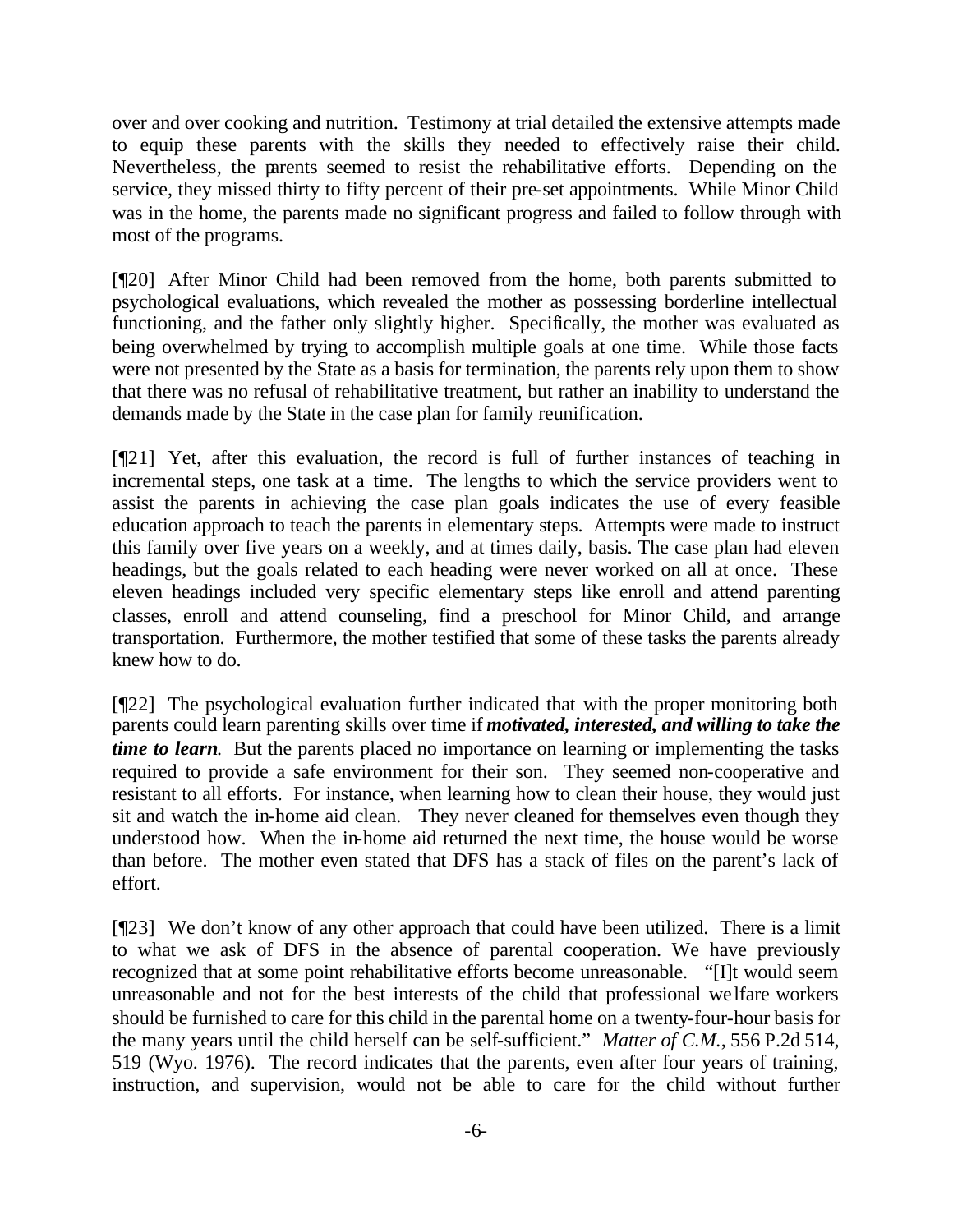over and over cooking and nutrition. Testimony at trial detailed the extensive attempts made to equip these parents with the skills they needed to effectively raise their child. Nevertheless, the parents seemed to resist the rehabilitative efforts. Depending on the service, they missed thirty to fifty percent of their pre-set appointments. While Minor Child was in the home, the parents made no significant progress and failed to follow through with most of the programs.

[¶20] After Minor Child had been removed from the home, both parents submitted to psychological evaluations, which revealed the mother as possessing borderline intellectual functioning, and the father only slightly higher. Specifically, the mother was evaluated as being overwhelmed by trying to accomplish multiple goals at one time. While those facts were not presented by the State as a basis for termination, the parents rely upon them to show that there was no refusal of rehabilitative treatment, but rather an inability to understand the demands made by the State in the case plan for family reunification.

[¶21] Yet, after this evaluation, the record is full of further instances of teaching in incremental steps, one task at a time. The lengths to which the service providers went to assist the parents in achieving the case plan goals indicates the use of every feasible education approach to teach the parents in elementary steps. Attempts were made to instruct this family over five years on a weekly, and at times daily, basis. The case plan had eleven headings, but the goals related to each heading were never worked on all at once. These eleven headings included very specific elementary steps like enroll and attend parenting classes, enroll and attend counseling, find a preschool for Minor Child, and arrange transportation. Furthermore, the mother testified that some of these tasks the parents already knew how to do.

[¶22] The psychological evaluation further indicated that with the proper monitoring both parents could learn parenting skills over time if ***motivated, interested, and willing to take the time to learn***. But the parents placed no importance on learning or implementing the tasks required to provide a safe environment for their son. They seemed non-cooperative and resistant to all efforts. For instance, when learning how to clean their house, they would just sit and watch the in-home aid clean. They never cleaned for themselves even though they understood how. When the in-home aid returned the next time, the house would be worse than before. The mother even stated that DFS has a stack of files on the parent's lack of effort.

[¶23] We don't know of any other approach that could have been utilized. There is a limit to what we ask of DFS in the absence of parental cooperation. We have previously recognized that at some point rehabilitative efforts become unreasonable. "[I]t would seem unreasonable and not for the best interests of the child that professional welfare workers should be furnished to care for this child in the parental home on a twenty-four-hour basis for the many years until the child herself can be self-sufficient." *Matter of C.M.*, 556 P.2d 514, 519 (Wyo. 1976). The record indicates that the parents, even after four years of training, instruction, and supervision, would not be able to care for the child without further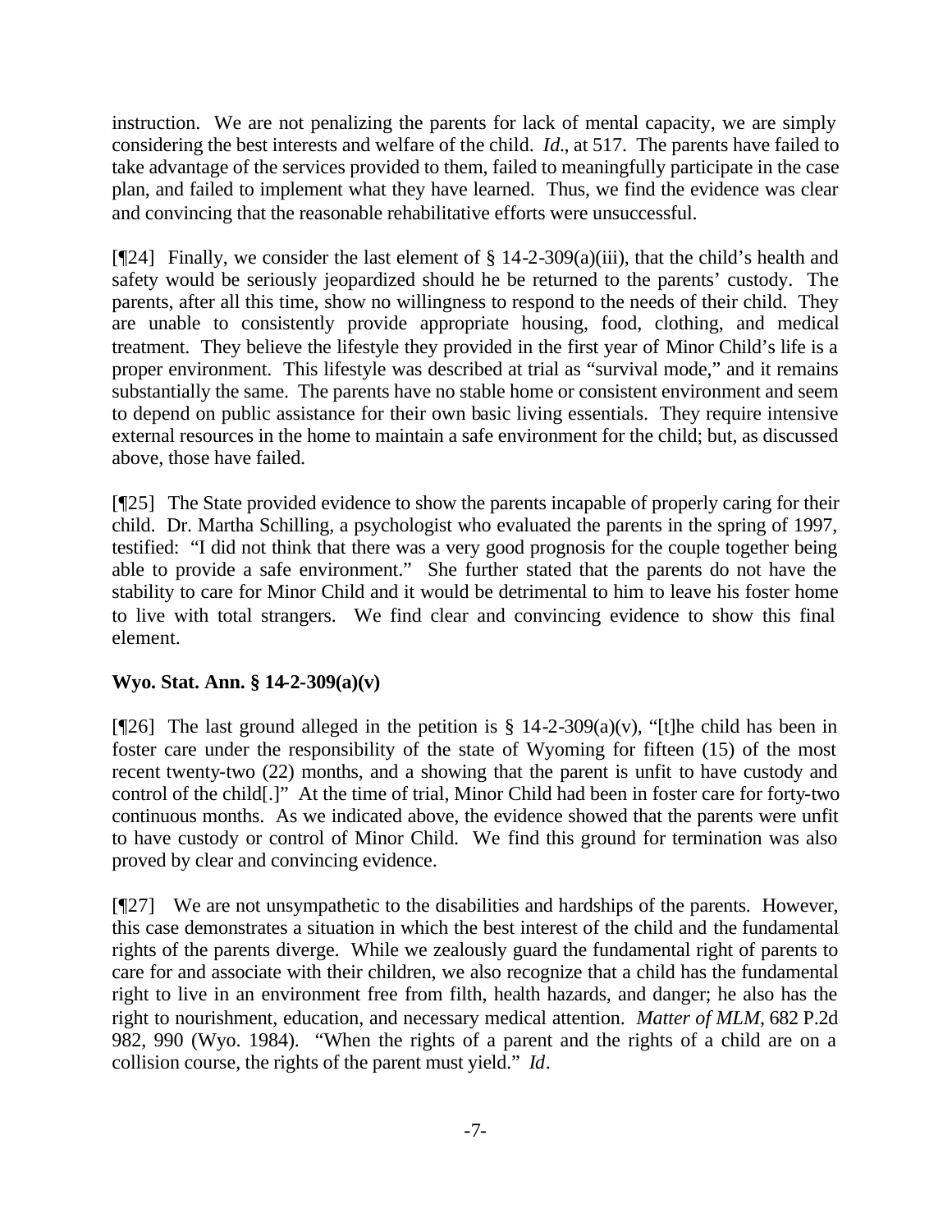instruction. We are not penalizing the parents for lack of mental capacity, we are simply considering the best interests and welfare of the child. *Id*., at 517. The parents have failed to take advantage of the services provided to them, failed to meaningfully participate in the case plan, and failed to implement what they have learned. Thus, we find the evidence was clear and convincing that the reasonable rehabilitative efforts were unsuccessful.

[¶24] Finally, we consider the last element of § 14-2-309(a)(iii), that the child's health and safety would be seriously jeopardized should he be returned to the parents' custody. The parents, after all this time, show no willingness to respond to the needs of their child. They are unable to consistently provide appropriate housing, food, clothing, and medical treatment. They believe the lifestyle they provided in the first year of Minor Child's life is a proper environment. This lifestyle was described at trial as "survival mode," and it remains substantially the same. The parents have no stable home or consistent environment and seem to depend on public assistance for their own basic living essentials. They require intensive external resources in the home to maintain a safe environment for the child; but, as discussed above, those have failed.

[¶25] The State provided evidence to show the parents incapable of properly caring for their child. Dr. Martha Schilling, a psychologist who evaluated the parents in the spring of 1997, testified: "I did not think that there was a very good prognosis for the couple together being able to provide a safe environment." She further stated that the parents do not have the stability to care for Minor Child and it would be detrimental to him to leave his foster home to live with total strangers. We find clear and convincing evidence to show this final element.

**Wyo. Stat. Ann. § 14-2-309(a)(v)**

[¶26] The last ground alleged in the petition is § 14-2-309(a)(v), "[t]he child has been in foster care under the responsibility of the state of Wyoming for fifteen (15) of the most recent twenty-two (22) months, and a showing that the parent is unfit to have custody and control of the child[.]" At the time of trial, Minor Child had been in foster care for forty-two continuous months. As we indicated above, the evidence showed that the parents were unfit to have custody or control of Minor Child. We find this ground for termination was also proved by clear and convincing evidence.

[¶27] We are not unsympathetic to the disabilities and hardships of the parents. However, this case demonstrates a situation in which the best interest of the child and the fundamental rights of the parents diverge. While we zealously guard the fundamental right of parents to care for and associate with their children, we also recognize that a child has the fundamental right to live in an environment free from filth, health hazards, and danger; he also has the right to nourishment, education, and necessary medical attention. *Matter of MLM*, 682 P.2d 982, 990 (Wyo. 1984). "When the rights of a parent and the rights of a child are on a collision course, the rights of the parent must yield." *Id*.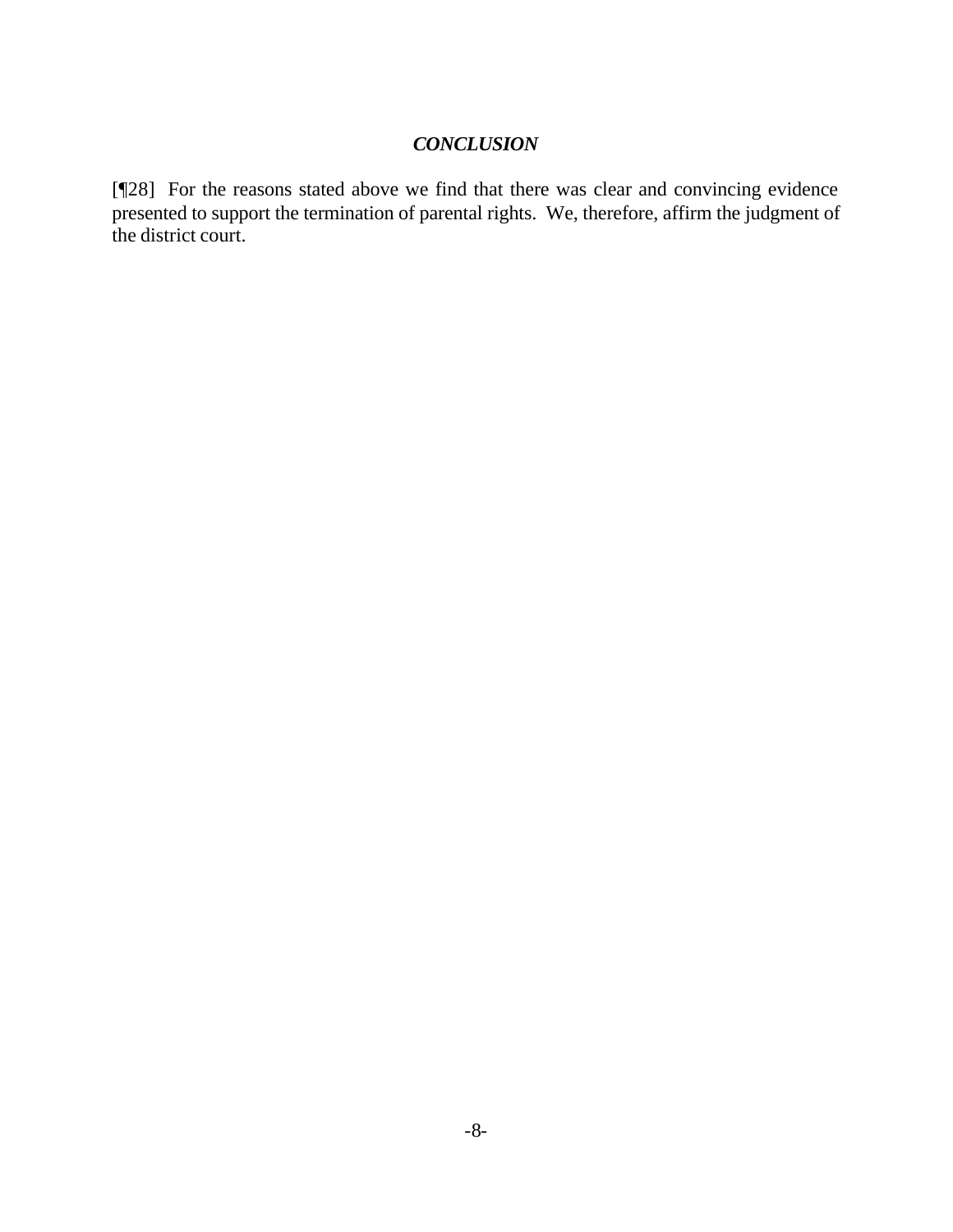## *CONCLUSION*

[¶28] For the reasons stated above we find that there was clear and convincing evidence presented to support the termination of parental rights. We, therefore, affirm the judgment of the district court.